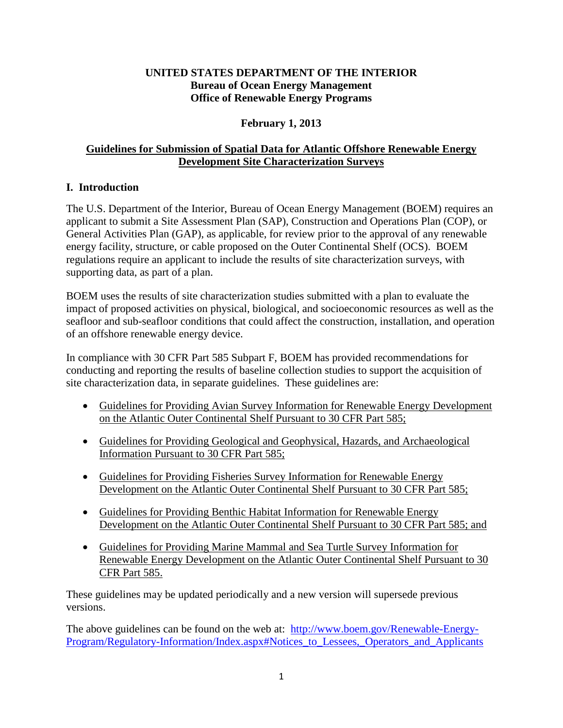**UNITED STATES DEPARTMENT OF THE INTERIOR**
**Bureau of Ocean Energy Management**
**Office of Renewable Energy Programs**

**February 1, 2013**

# Guidelines for Submission of Spatial Data for Atlantic Offshore Renewable Energy Development Site Characterization Surveys

## I. Introduction

The U.S. Department of the Interior, Bureau of Ocean Energy Management (BOEM) requires an applicant to submit a Site Assessment Plan (SAP), Construction and Operations Plan (COP), or General Activities Plan (GAP), as applicable, for review prior to the approval of any renewable energy facility, structure, or cable proposed on the Outer Continental Shelf (OCS). BOEM regulations require an applicant to include the results of site characterization surveys, with supporting data, as part of a plan.

BOEM uses the results of site characterization studies submitted with a plan to evaluate the impact of proposed activities on physical, biological, and socioeconomic resources as well as the seafloor and sub-seafloor conditions that could affect the construction, installation, and operation of an offshore renewable energy device.

In compliance with 30 CFR Part 585 Subpart F, BOEM has provided recommendations for conducting and reporting the results of baseline collection studies to support the acquisition of site characterization data, in separate guidelines. These guidelines are:

- Guidelines for Providing Avian Survey Information for Renewable Energy Development on the Atlantic Outer Continental Shelf Pursuant to 30 CFR Part 585;
- Guidelines for Providing Geological and Geophysical, Hazards, and Archaeological Information Pursuant to 30 CFR Part 585;
- Guidelines for Providing Fisheries Survey Information for Renewable Energy Development on the Atlantic Outer Continental Shelf Pursuant to 30 CFR Part 585;
- Guidelines for Providing Benthic Habitat Information for Renewable Energy Development on the Atlantic Outer Continental Shelf Pursuant to 30 CFR Part 585; and
- Guidelines for Providing Marine Mammal and Sea Turtle Survey Information for Renewable Energy Development on the Atlantic Outer Continental Shelf Pursuant to 30 CFR Part 585.

These guidelines may be updated periodically and a new version will supersede previous versions.

The above guidelines can be found on the web at: [http://www.boem.gov/Renewable-Energy-Program/Regulatory-Information/Index.aspx#Notices_to_Lessees,_Operators_and_Applicants](http://www.boem.gov/Renewable-Energy-Program/Regulatory-Information/Index.aspx#Notices_to_Lessees,_Operators_and_Applicants)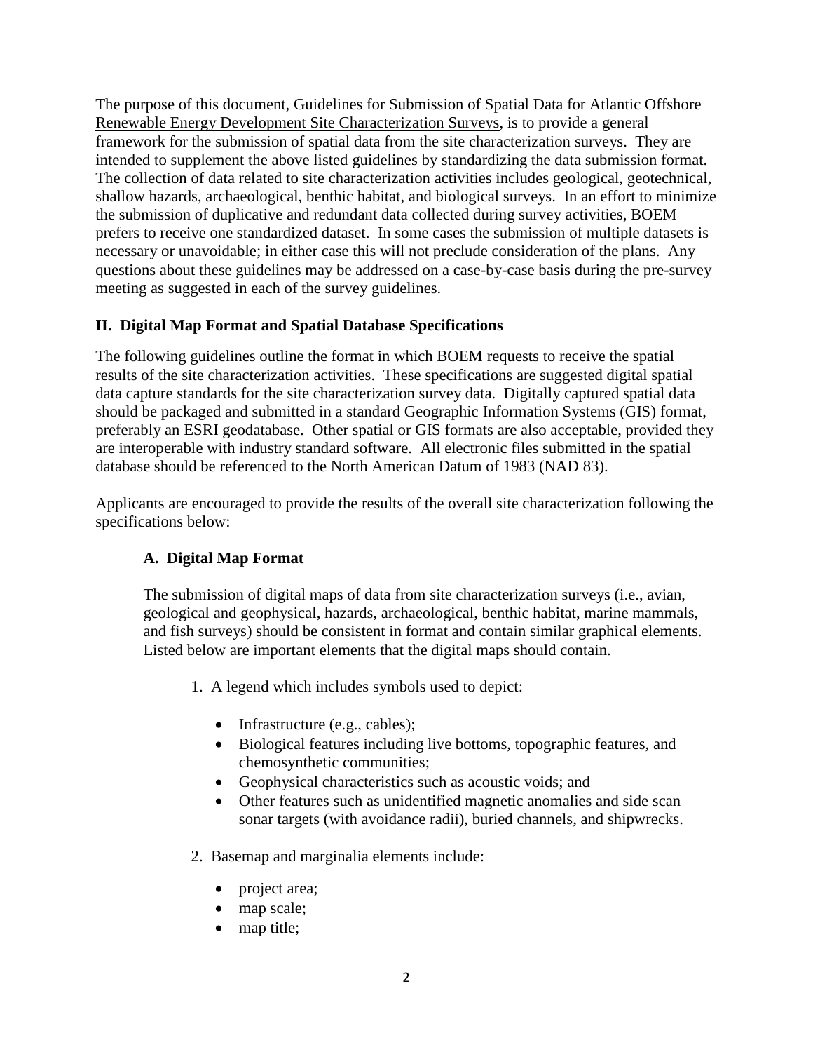The purpose of this document, Guidelines for Submission of Spatial Data for Atlantic Offshore Renewable Energy Development Site Characterization Surveys, is to provide a general framework for the submission of spatial data from the site characterization surveys. They are intended to supplement the above listed guidelines by standardizing the data submission format. The collection of data related to site characterization activities includes geological, geotechnical, shallow hazards, archaeological, benthic habitat, and biological surveys. In an effort to minimize the submission of duplicative and redundant data collected during survey activities, BOEM prefers to receive one standardized dataset. In some cases the submission of multiple datasets is necessary or unavoidable; in either case this will not preclude consideration of the plans. Any questions about these guidelines may be addressed on a case-by-case basis during the pre-survey meeting as suggested in each of the survey guidelines.

## II. Digital Map Format and Spatial Database Specifications

The following guidelines outline the format in which BOEM requests to receive the spatial results of the site characterization activities. These specifications are suggested digital spatial data capture standards for the site characterization survey data. Digitally captured spatial data should be packaged and submitted in a standard Geographic Information Systems (GIS) format, preferably an ESRI geodatabase. Other spatial or GIS formats are also acceptable, provided they are interoperable with industry standard software. All electronic files submitted in the spatial database should be referenced to the North American Datum of 1983 (NAD 83).

Applicants are encouraged to provide the results of the overall site characterization following the specifications below:

### A. Digital Map Format

The submission of digital maps of data from site characterization surveys (i.e., avian, geological and geophysical, hazards, archaeological, benthic habitat, marine mammals, and fish surveys) should be consistent in format and contain similar graphical elements. Listed below are important elements that the digital maps should contain.

1. A legend which includes symbols used to depict:
   - Infrastructure (e.g., cables);
   - Biological features including live bottoms, topographic features, and chemosynthetic communities;
   - Geophysical characteristics such as acoustic voids; and
   - Other features such as unidentified magnetic anomalies and side scan sonar targets (with avoidance radii), buried channels, and shipwrecks.
2. Basemap and marginalia elements include:
   - project area;
   - map scale;
   - map title;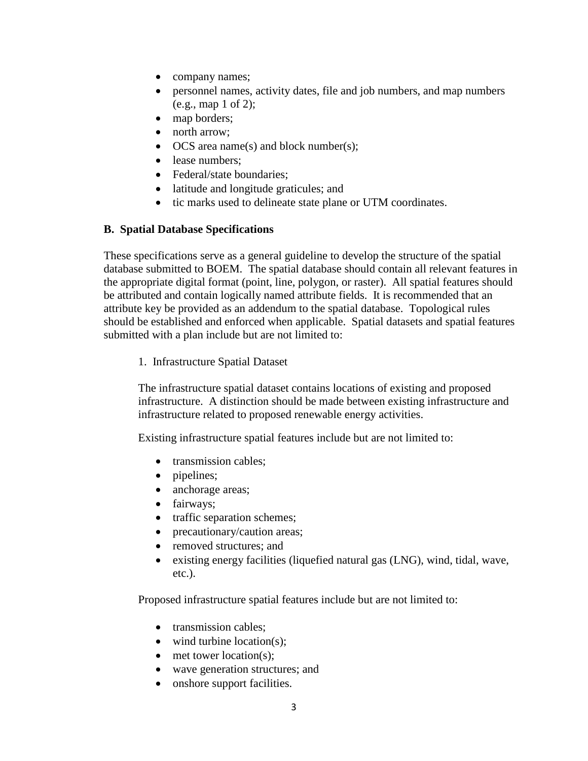- company names;
- personnel names, activity dates, file and job numbers, and map numbers (e.g., map 1 of 2);
- map borders;
- north arrow;
- OCS area name(s) and block number(s);
- lease numbers;
- Federal/state boundaries;
- latitude and longitude graticules; and
- tic marks used to delineate state plane or UTM coordinates.

## B. Spatial Database Specifications

These specifications serve as a general guideline to develop the structure of the spatial database submitted to BOEM. The spatial database should contain all relevant features in the appropriate digital format (point, line, polygon, or raster). All spatial features should be attributed and contain logically named attribute fields. It is recommended that an attribute key be provided as an addendum to the spatial database. Topological rules should be established and enforced when applicable. Spatial datasets and spatial features submitted with a plan include but are not limited to:

### 1. Infrastructure Spatial Dataset

The infrastructure spatial dataset contains locations of existing and proposed infrastructure. A distinction should be made between existing infrastructure and infrastructure related to proposed renewable energy activities.

Existing infrastructure spatial features include but are not limited to:

- transmission cables;
- pipelines;
- anchorage areas;
- fairways;
- traffic separation schemes;
- precautionary/caution areas;
- removed structures; and
- existing energy facilities (liquefied natural gas (LNG), wind, tidal, wave, etc.).

Proposed infrastructure spatial features include but are not limited to:

- transmission cables;
- wind turbine location(s);
- met tower location(s);
- wave generation structures; and
- onshore support facilities.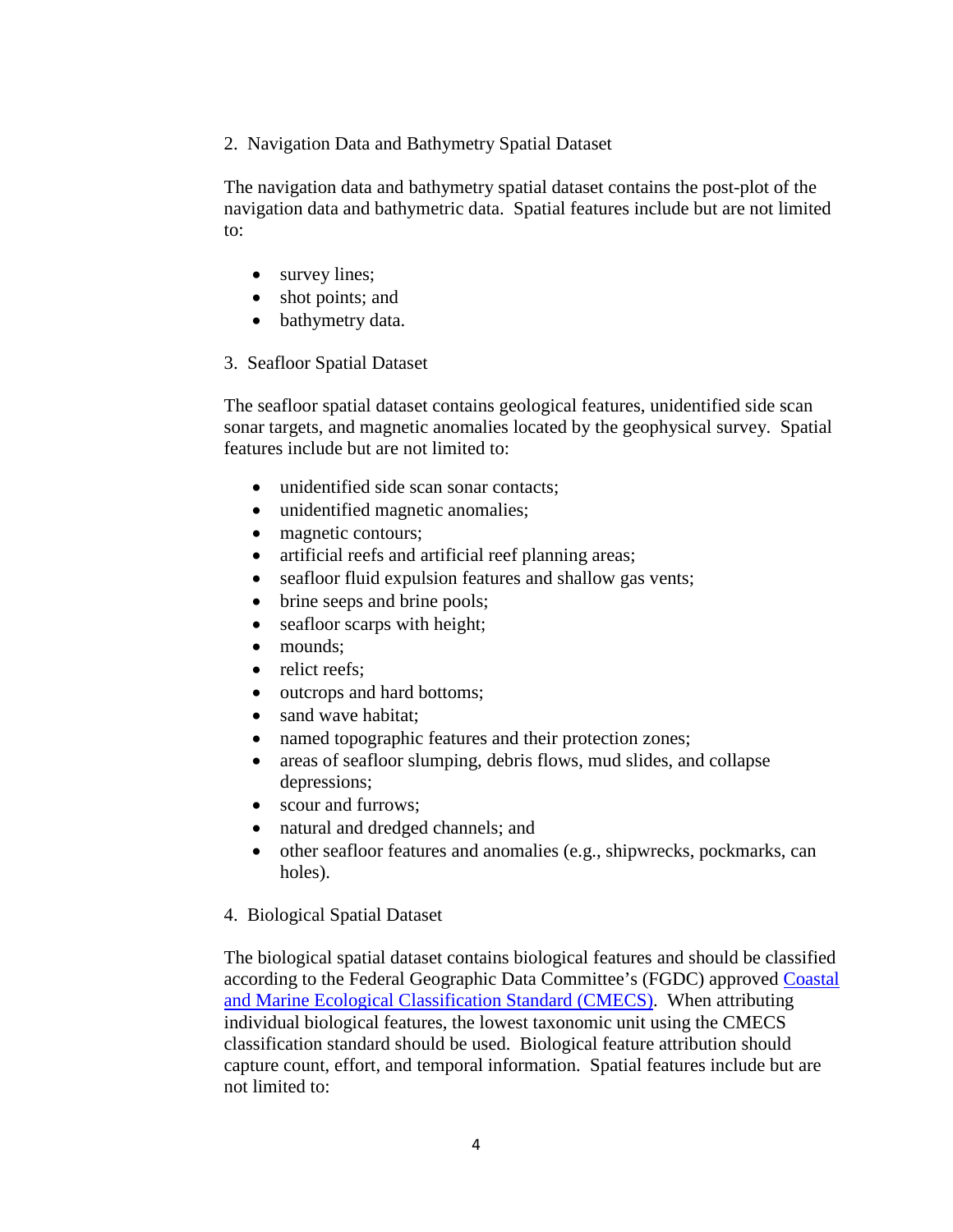2. Navigation Data and Bathymetry Spatial Dataset

The navigation data and bathymetry spatial dataset contains the post-plot of the navigation data and bathymetric data. Spatial features include but are not limited to:

- survey lines;
- shot points; and
- bathymetry data.

3. Seafloor Spatial Dataset

The seafloor spatial dataset contains geological features, unidentified side scan sonar targets, and magnetic anomalies located by the geophysical survey. Spatial features include but are not limited to:

- unidentified side scan sonar contacts;
- unidentified magnetic anomalies;
- magnetic contours;
- artificial reefs and artificial reef planning areas;
- seafloor fluid expulsion features and shallow gas vents;
- brine seeps and brine pools;
- seafloor scarps with height;
- mounds;
- relict reefs;
- outcrops and hard bottoms;
- sand wave habitat;
- named topographic features and their protection zones;
- areas of seafloor slumping, debris flows, mud slides, and collapse depressions;
- scour and furrows;
- natural and dredged channels; and
- other seafloor features and anomalies (e.g., shipwrecks, pockmarks, can holes).

4. Biological Spatial Dataset

The biological spatial dataset contains biological features and should be classified according to the Federal Geographic Data Committee's (FGDC) approved [Coastal and Marine Ecological Classification Standard (CMECS)](). When attributing individual biological features, the lowest taxonomic unit using the CMECS classification standard should be used. Biological feature attribution should capture count, effort, and temporal information. Spatial features include but are not limited to: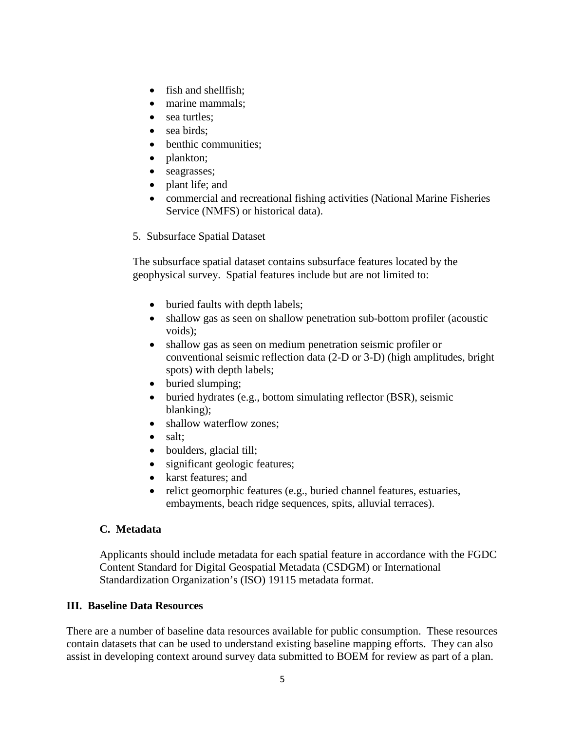- fish and shellfish;
- marine mammals;
- sea turtles;
- sea birds;
- benthic communities;
- plankton;
- seagrasses;
- plant life; and
- commercial and recreational fishing activities (National Marine Fisheries Service (NMFS) or historical data).

5. Subsurface Spatial Dataset

The subsurface spatial dataset contains subsurface features located by the geophysical survey. Spatial features include but are not limited to:

- buried faults with depth labels;
- shallow gas as seen on shallow penetration sub-bottom profiler (acoustic voids);
- shallow gas as seen on medium penetration seismic profiler or conventional seismic reflection data (2-D or 3-D) (high amplitudes, bright spots) with depth labels;
- buried slumping;
- buried hydrates (e.g., bottom simulating reflector (BSR), seismic blanking);
- shallow waterflow zones;
- salt;
- boulders, glacial till;
- significant geologic features;
- karst features; and
- relict geomorphic features (e.g., buried channel features, estuaries, embayments, beach ridge sequences, spits, alluvial terraces).

### C. Metadata

Applicants should include metadata for each spatial feature in accordance with the FGDC Content Standard for Digital Geospatial Metadata (CSDGM) or International Standardization Organization's (ISO) 19115 metadata format.

## III. Baseline Data Resources

There are a number of baseline data resources available for public consumption. These resources contain datasets that can be used to understand existing baseline mapping efforts. They can also assist in developing context around survey data submitted to BOEM for review as part of a plan.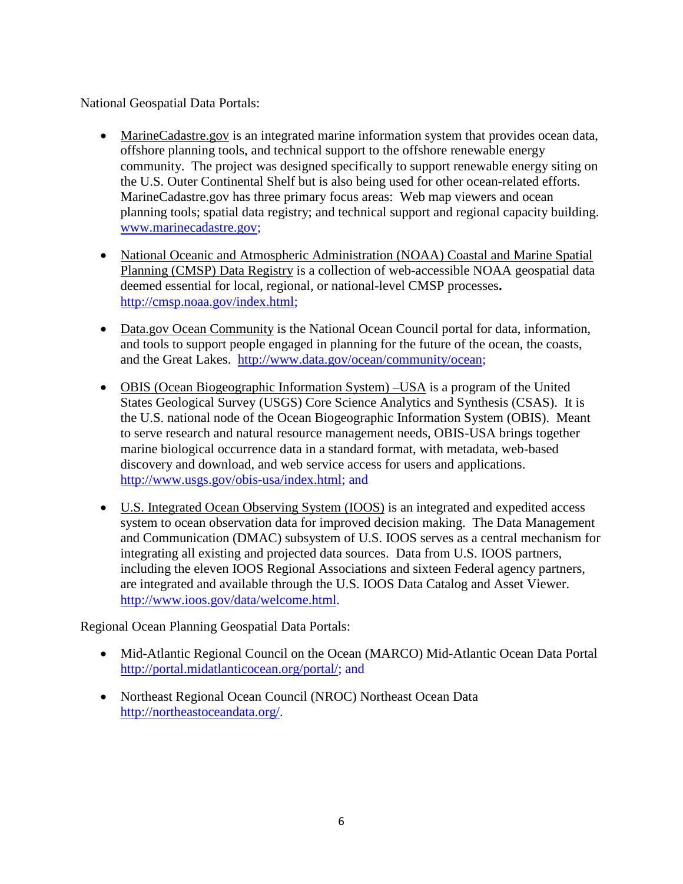National Geospatial Data Portals:

- MarineCadastre.gov is an integrated marine information system that provides ocean data, offshore planning tools, and technical support to the offshore renewable energy community. The project was designed specifically to support renewable energy siting on the U.S. Outer Continental Shelf but is also being used for other ocean-related efforts. MarineCadastre.gov has three primary focus areas: Web map viewers and ocean planning tools; spatial data registry; and technical support and regional capacity building. www.marinecadastre.gov;

- National Oceanic and Atmospheric Administration (NOAA) Coastal and Marine Spatial Planning (CMSP) Data Registry is a collection of web-accessible NOAA geospatial data deemed essential for local, regional, or national-level CMSP processes**.** http://cmsp.noaa.gov/index.html;

- Data.gov Ocean Community is the National Ocean Council portal for data, information, and tools to support people engaged in planning for the future of the ocean, the coasts, and the Great Lakes. http://www.data.gov/ocean/community/ocean;

- OBIS (Ocean Biogeographic Information System) –USA is a program of the United States Geological Survey (USGS) Core Science Analytics and Synthesis (CSAS). It is the U.S. national node of the Ocean Biogeographic Information System (OBIS). Meant to serve research and natural resource management needs, OBIS-USA brings together marine biological occurrence data in a standard format, with metadata, web-based discovery and download, and web service access for users and applications. http://www.usgs.gov/obis-usa/index.html; and

- U.S. Integrated Ocean Observing System (IOOS) is an integrated and expedited access system to ocean observation data for improved decision making. The Data Management and Communication (DMAC) subsystem of U.S. IOOS serves as a central mechanism for integrating all existing and projected data sources. Data from U.S. IOOS partners, including the eleven IOOS Regional Associations and sixteen Federal agency partners, are integrated and available through the U.S. IOOS Data Catalog and Asset Viewer. http://www.ioos.gov/data/welcome.html.

Regional Ocean Planning Geospatial Data Portals:

- Mid-Atlantic Regional Council on the Ocean (MARCO) Mid-Atlantic Ocean Data Portal http://portal.midatlanticocean.org/portal/; and

- Northeast Regional Ocean Council (NROC) Northeast Ocean Data http://northeastoceandata.org/.